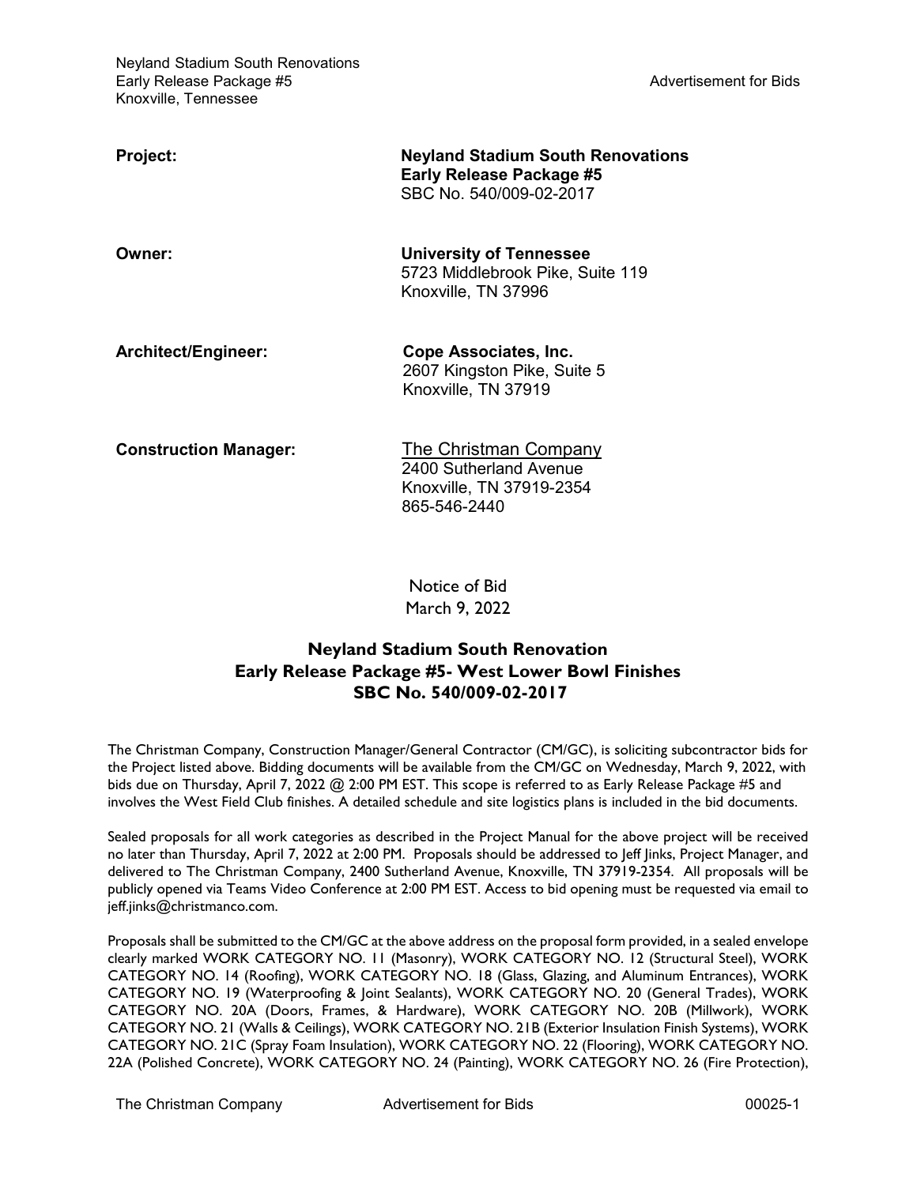| | |
|---|---|
| **Project:** | **Neyland Stadium South Renovations**<br>**Early Release Package #5**<br>SBC No. 540/009-02-2017 |
| **Owner:** | **University of Tennessee**<br>5723 Middlebrook Pike, Suite 119<br>Knoxville, TN 37996 |
| **Architect/Engineer:** | **Cope Associates, Inc.**<br>2607 Kingston Pike, Suite 5<br>Knoxville, TN 37919 |
| **Construction Manager:** | The Christman Company<br>2400 Sutherland Avenue<br>Knoxville, TN 37919-2354<br>865-546-2440 |

Notice of Bid
March 9, 2022

## Neyland Stadium South Renovation
## Early Release Package #5- West Lower Bowl Finishes
## SBC No. 540/009-02-2017

The Christman Company, Construction Manager/General Contractor (CM/GC), is soliciting subcontractor bids for the Project listed above. Bidding documents will be available from the CM/GC on Wednesday, March 9, 2022, with bids due on Thursday, April 7, 2022 @ 2:00 PM EST. This scope is referred to as Early Release Package #5 and involves the West Field Club finishes. A detailed schedule and site logistics plans is included in the bid documents.

Sealed proposals for all work categories as described in the Project Manual for the above project will be received no later than Thursday, April 7, 2022 at 2:00 PM. Proposals should be addressed to Jeff Jinks, Project Manager, and delivered to The Christman Company, 2400 Sutherland Avenue, Knoxville, TN 37919-2354. All proposals will be publicly opened via Teams Video Conference at 2:00 PM EST. Access to bid opening must be requested via email to jeff.jinks@christmanco.com.

Proposals shall be submitted to the CM/GC at the above address on the proposal form provided, in a sealed envelope clearly marked WORK CATEGORY NO. 11 (Masonry), WORK CATEGORY NO. 12 (Structural Steel), WORK CATEGORY NO. 14 (Roofing), WORK CATEGORY NO. 18 (Glass, Glazing, and Aluminum Entrances), WORK CATEGORY NO. 19 (Waterproofing & Joint Sealants), WORK CATEGORY NO. 20 (General Trades), WORK CATEGORY NO. 20A (Doors, Frames, & Hardware), WORK CATEGORY NO. 20B (Millwork), WORK CATEGORY NO. 21 (Walls & Ceilings), WORK CATEGORY NO. 21B (Exterior Insulation Finish Systems), WORK CATEGORY NO. 21C (Spray Foam Insulation), WORK CATEGORY NO. 22 (Flooring), WORK CATEGORY NO. 22A (Polished Concrete), WORK CATEGORY NO. 24 (Painting), WORK CATEGORY NO. 26 (Fire Protection),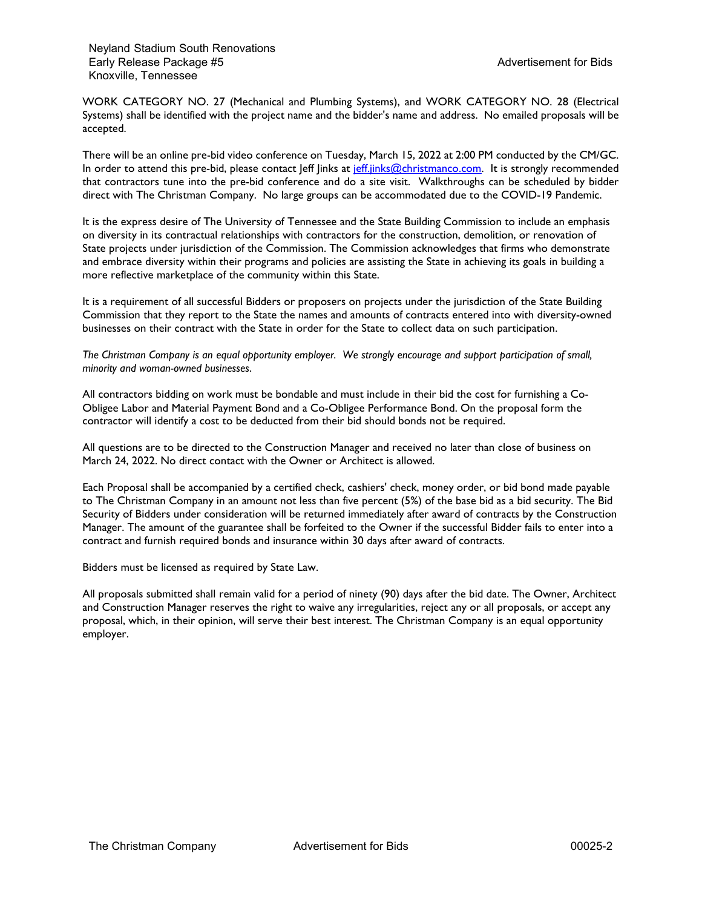WORK CATEGORY NO. 27 (Mechanical and Plumbing Systems), and WORK CATEGORY NO. 28 (Electrical Systems) shall be identified with the project name and the bidder's name and address. No emailed proposals will be accepted.

There will be an online pre-bid video conference on Tuesday, March 15, 2022 at 2:00 PM conducted by the CM/GC. In order to attend this pre-bid, please contact Jeff Jinks at jeff.jinks@christmanco.com. It is strongly recommended that contractors tune into the pre-bid conference and do a site visit. Walkthroughs can be scheduled by bidder direct with The Christman Company. No large groups can be accommodated due to the COVID-19 Pandemic.

It is the express desire of The University of Tennessee and the State Building Commission to include an emphasis on diversity in its contractual relationships with contractors for the construction, demolition, or renovation of State projects under jurisdiction of the Commission. The Commission acknowledges that firms who demonstrate and embrace diversity within their programs and policies are assisting the State in achieving its goals in building a more reflective marketplace of the community within this State.

It is a requirement of all successful Bidders or proposers on projects under the jurisdiction of the State Building Commission that they report to the State the names and amounts of contracts entered into with diversity-owned businesses on their contract with the State in order for the State to collect data on such participation.

*The Christman Company is an equal opportunity employer. We strongly encourage and support participation of small, minority and woman-owned businesses.*

All contractors bidding on work must be bondable and must include in their bid the cost for furnishing a Co-Obligee Labor and Material Payment Bond and a Co-Obligee Performance Bond. On the proposal form the contractor will identify a cost to be deducted from their bid should bonds not be required.

All questions are to be directed to the Construction Manager and received no later than close of business on March 24, 2022. No direct contact with the Owner or Architect is allowed.

Each Proposal shall be accompanied by a certified check, cashiers' check, money order, or bid bond made payable to The Christman Company in an amount not less than five percent (5%) of the base bid as a bid security. The Bid Security of Bidders under consideration will be returned immediately after award of contracts by the Construction Manager. The amount of the guarantee shall be forfeited to the Owner if the successful Bidder fails to enter into a contract and furnish required bonds and insurance within 30 days after award of contracts.

Bidders must be licensed as required by State Law.

All proposals submitted shall remain valid for a period of ninety (90) days after the bid date. The Owner, Architect and Construction Manager reserves the right to waive any irregularities, reject any or all proposals, or accept any proposal, which, in their opinion, will serve their best interest. The Christman Company is an equal opportunity employer.